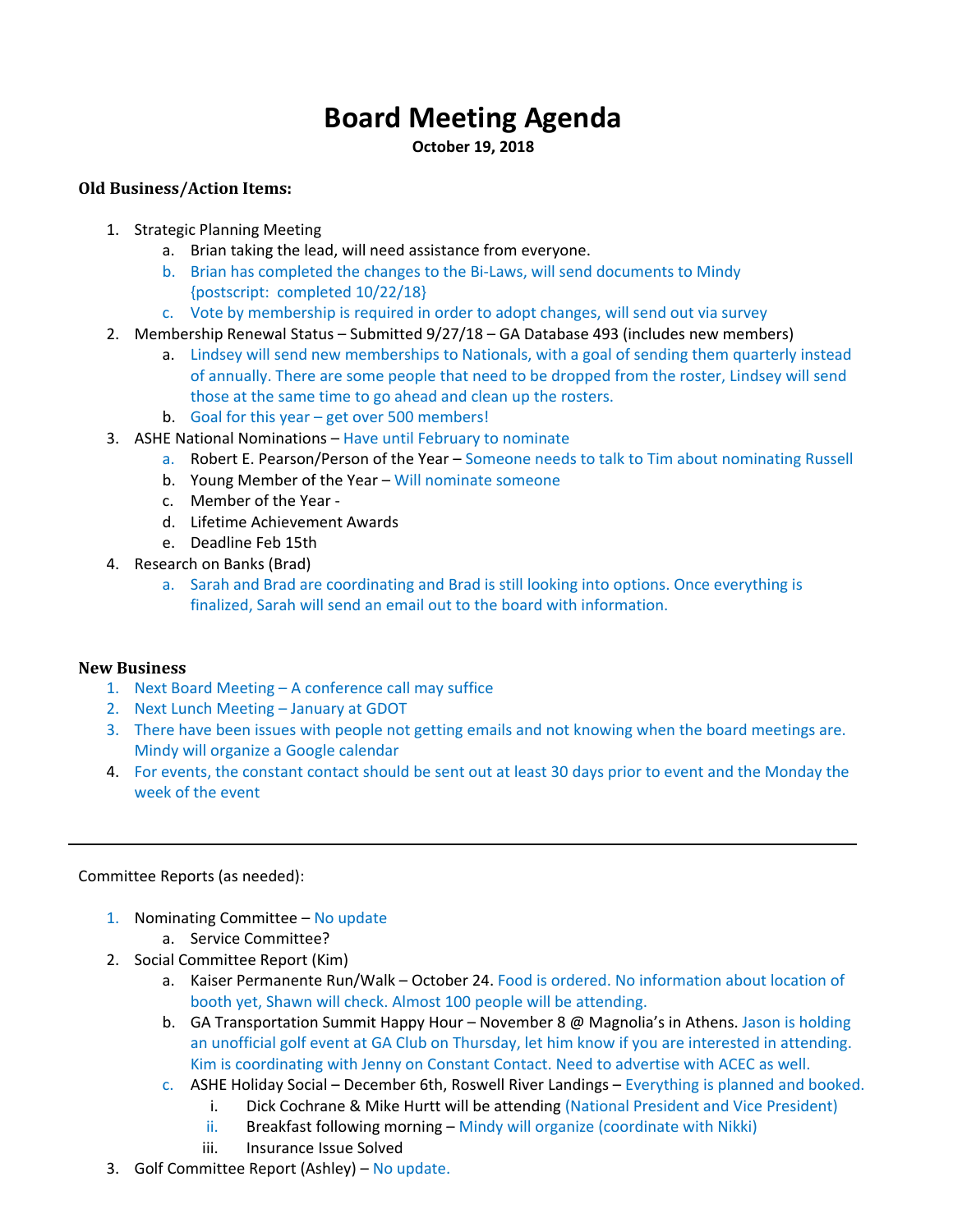# Board Meeting Agenda

**October 19, 2018**

**Old Business/Action Items:**

1. Strategic Planning Meeting
    a. Brian taking the lead, will need assistance from everyone.
    b. Brian has completed the changes to the Bi-Laws, will send documents to Mindy {postscript: completed 10/22/18}
    c. Vote by membership is required in order to adopt changes, will send out via survey
2. Membership Renewal Status – Submitted 9/27/18 – GA Database 493 (includes new members)
    a. Lindsey will send new memberships to Nationals, with a goal of sending them quarterly instead of annually. There are some people that need to be dropped from the roster, Lindsey will send those at the same time to go ahead and clean up the rosters.
    b. Goal for this year – get over 500 members!
3. ASHE National Nominations – Have until February to nominate
    a. Robert E. Pearson/Person of the Year – Someone needs to talk to Tim about nominating Russell
    b. Young Member of the Year – Will nominate someone
    c. Member of the Year -
    d. Lifetime Achievement Awards
    e. Deadline Feb 15th
4. Research on Banks (Brad)
    a. Sarah and Brad are coordinating and Brad is still looking into options. Once everything is finalized, Sarah will send an email out to the board with information.

**New Business**

1. Next Board Meeting – A conference call may suffice
2. Next Lunch Meeting – January at GDOT
3. There have been issues with people not getting emails and not knowing when the board meetings are. Mindy will organize a Google calendar
4. For events, the constant contact should be sent out at least 30 days prior to event and the Monday the week of the event

---

Committee Reports (as needed):

1. Nominating Committee – No update
    a. Service Committee?
2. Social Committee Report (Kim)
    a. Kaiser Permanente Run/Walk – October 24. Food is ordered. No information about location of booth yet, Shawn will check. Almost 100 people will be attending.
    b. GA Transportation Summit Happy Hour – November 8 @ Magnolia's in Athens. Jason is holding an unofficial golf event at GA Club on Thursday, let him know if you are interested in attending. Kim is coordinating with Jenny on Constant Contact. Need to advertise with ACEC as well.
    c. ASHE Holiday Social – December 6th, Roswell River Landings – Everything is planned and booked.
        i. Dick Cochrane & Mike Hurtt will be attending (National President and Vice President)
        ii. Breakfast following morning – Mindy will organize (coordinate with Nikki)
        iii. Insurance Issue Solved
3. Golf Committee Report (Ashley) – No update.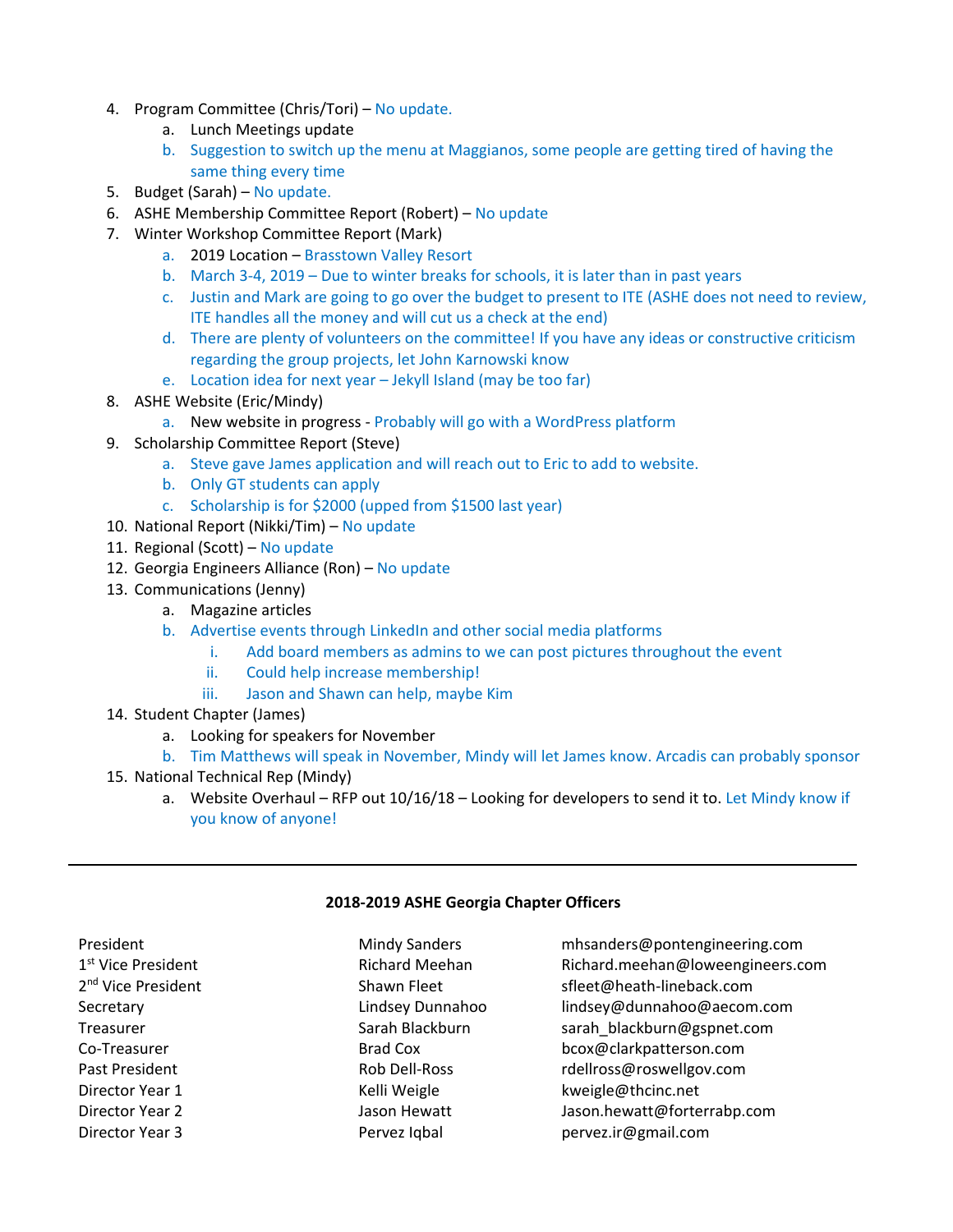4. Program Committee (Chris/Tori) – No update.
    a. Lunch Meetings update
    b. Suggestion to switch up the menu at Maggianos, some people are getting tired of having the same thing every time
5. Budget (Sarah) – No update.
6. ASHE Membership Committee Report (Robert) – No update
7. Winter Workshop Committee Report (Mark)
    a. 2019 Location – Brasstown Valley Resort
    b. March 3-4, 2019 – Due to winter breaks for schools, it is later than in past years
    c. Justin and Mark are going to go over the budget to present to ITE (ASHE does not need to review, ITE handles all the money and will cut us a check at the end)
    d. There are plenty of volunteers on the committee! If you have any ideas or constructive criticism regarding the group projects, let John Karnowski know
    e. Location idea for next year – Jekyll Island (may be too far)
8. ASHE Website (Eric/Mindy)
    a. New website in progress - Probably will go with a WordPress platform
9. Scholarship Committee Report (Steve)
    a. Steve gave James application and will reach out to Eric to add to website.
    b. Only GT students can apply
    c. Scholarship is for $2000 (upped from $1500 last year)
10. National Report (Nikki/Tim) – No update
11. Regional (Scott) – No update
12. Georgia Engineers Alliance (Ron) – No update
13. Communications (Jenny)
    a. Magazine articles
    b. Advertise events through LinkedIn and other social media platforms
        i. Add board members as admins to we can post pictures throughout the event
        ii. Could help increase membership!
        iii. Jason and Shawn can help, maybe Kim
14. Student Chapter (James)
    a. Looking for speakers for November
    b. Tim Matthews will speak in November, Mindy will let James know. Arcadis can probably sponsor
15. National Technical Rep (Mindy)
    a. Website Overhaul – RFP out 10/16/18 – Looking for developers to send it to. Let Mindy know if you know of anyone!

---

**2018-2019 ASHE Georgia Chapter Officers**

| | | |
|---|---|---|
| President | Mindy Sanders | mhsanders@pontengineering.com |
| 1st Vice President | Richard Meehan | Richard.meehan@loweengineers.com |
| 2nd Vice President | Shawn Fleet | sfleet@heath-lineback.com |
| Secretary | Lindsey Dunnahoo | lindsey@dunnahoo@aecom.com |
| Treasurer | Sarah Blackburn | sarah_blackburn@gspnet.com |
| Co-Treasurer | Brad Cox | bcox@clarkpatterson.com |
| Past President | Rob Dell-Ross | rdellross@roswellgov.com |
| Director Year 1 | Kelli Weigle | kweigle@thcinc.net |
| Director Year 2 | Jason Hewatt | Jason.hewatt@forterrabp.com |
| Director Year 3 | Pervez Iqbal | pervez.ir@gmail.com |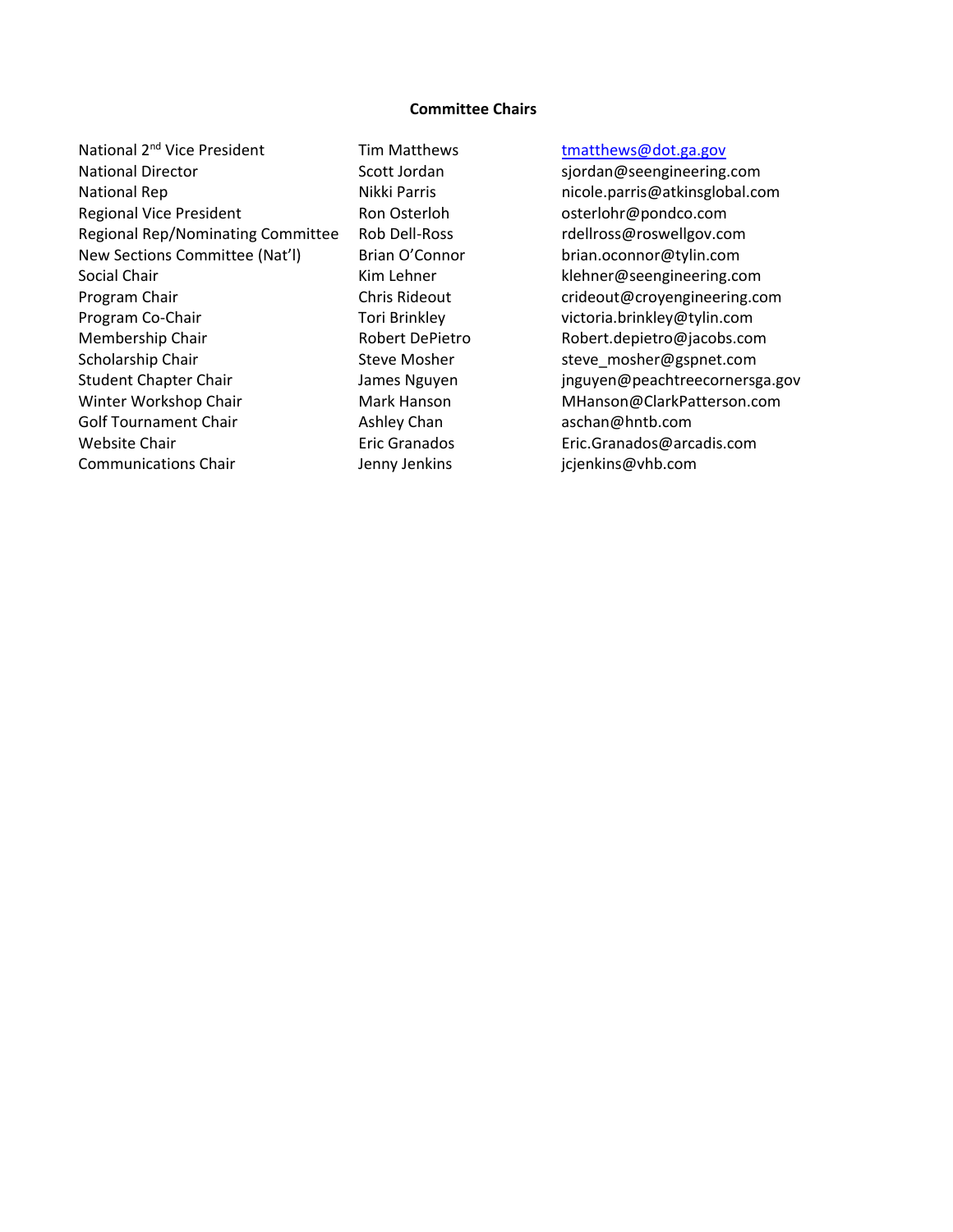**Committee Chairs**

| | | |
|---|---|---|
| National 2nd Vice President | Tim Matthews | tmatthews@dot.ga.gov |
| National Director | Scott Jordan | sjordan@seengineering.com |
| National Rep | Nikki Parris | nicole.parris@atkinsglobal.com |
| Regional Vice President | Ron Osterloh | osterlohr@pondco.com |
| Regional Rep/Nominating Committee | Rob Dell-Ross | rdellross@roswellgov.com |
| New Sections Committee (Nat'l) | Brian O'Connor | brian.oconnor@tylin.com |
| Social Chair | Kim Lehner | klehner@seengineering.com |
| Program Chair | Chris Rideout | crideout@croyengineering.com |
| Program Co-Chair | Tori Brinkley | victoria.brinkley@tylin.com |
| Membership Chair | Robert DePietro | Robert.depietro@jacobs.com |
| Scholarship Chair | Steve Mosher | steve_mosher@gspnet.com |
| Student Chapter Chair | James Nguyen | jnguyen@peachtreecornersga.gov |
| Winter Workshop Chair | Mark Hanson | MHanson@ClarkPatterson.com |
| Golf Tournament Chair | Ashley Chan | aschan@hntb.com |
| Website Chair | Eric Granados | Eric.Granados@arcadis.com |
| Communications Chair | Jenny Jenkins | jcjenkins@vhb.com |